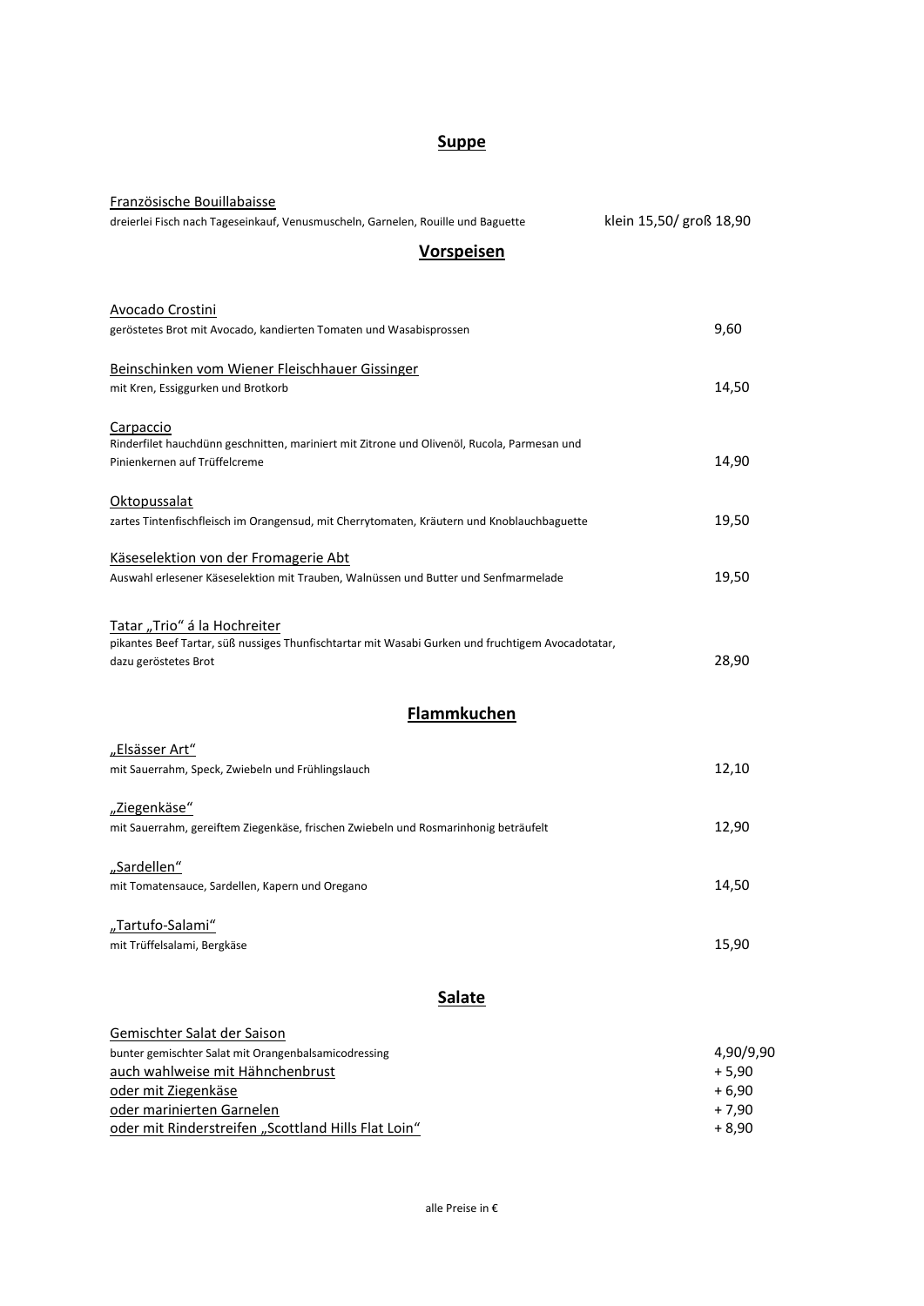## Suppe

Französische Bouillabaisse
dreierlei Fisch nach Tageseinkauf, Venusmuscheln, Garnelen, Rouille und Baguette — klein 15,50/ groß 18,90

## Vorspeisen

Avocado Crostini
geröstetes Brot mit Avocado, kandierten Tomaten und Wasabisprossen — 9,60

Beinschinken vom Wiener Fleischhauer Gissinger
mit Kren, Essiggurken und Brotkorb — 14,50

Carpaccio
Rinderfilet hauchdünn geschnitten, mariniert mit Zitrone und Olivenöl, Rucola, Parmesan und Pinienkernen auf Trüffelcreme — 14,90

Oktopussalat
zartes Tintenfischfleisch im Orangensud, mit Cherrytomaten, Kräutern und Knoblauchbaguette — 19,50

Käseselektion von der Fromagerie Abt
Auswahl erlesener Käseselektion mit Trauben, Walnüssen und Butter und Senfmarmelade — 19,50

Tatar „Trio" á la Hochreiter
pikantes Beef Tartar, süß nussiges Thunfischtartar mit Wasabi Gurken und fruchtigem Avocadotatar, dazu geröstetes Brot — 28,90

## Flammkuchen

„Elsässer Art"
mit Sauerrahm, Speck, Zwiebeln und Frühlingslauch — 12,10

„Ziegenkäse"
mit Sauerrahm, gereiftem Ziegenkäse, frischen Zwiebeln und Rosmarinhonig beträufelt — 12,90

„Sardellen"
mit Tomatensauce, Sardellen, Kapern und Oregano — 14,50

„Tartufo-Salami"
mit Trüffelsalami, Bergkäse — 15,90

## Salate

Gemischter Salat der Saison
bunter gemischter Salat mit Orangenbalsamicodressing — 4,90/9,90
auch wahlweise mit Hähnchenbrust — + 5,90
oder mit Ziegenkäse — + 6,90
oder marinierten Garnelen — + 7,90
oder mit Rinderstreifen „Scottland Hills Flat Loin" — + 8,90

alle Preise in €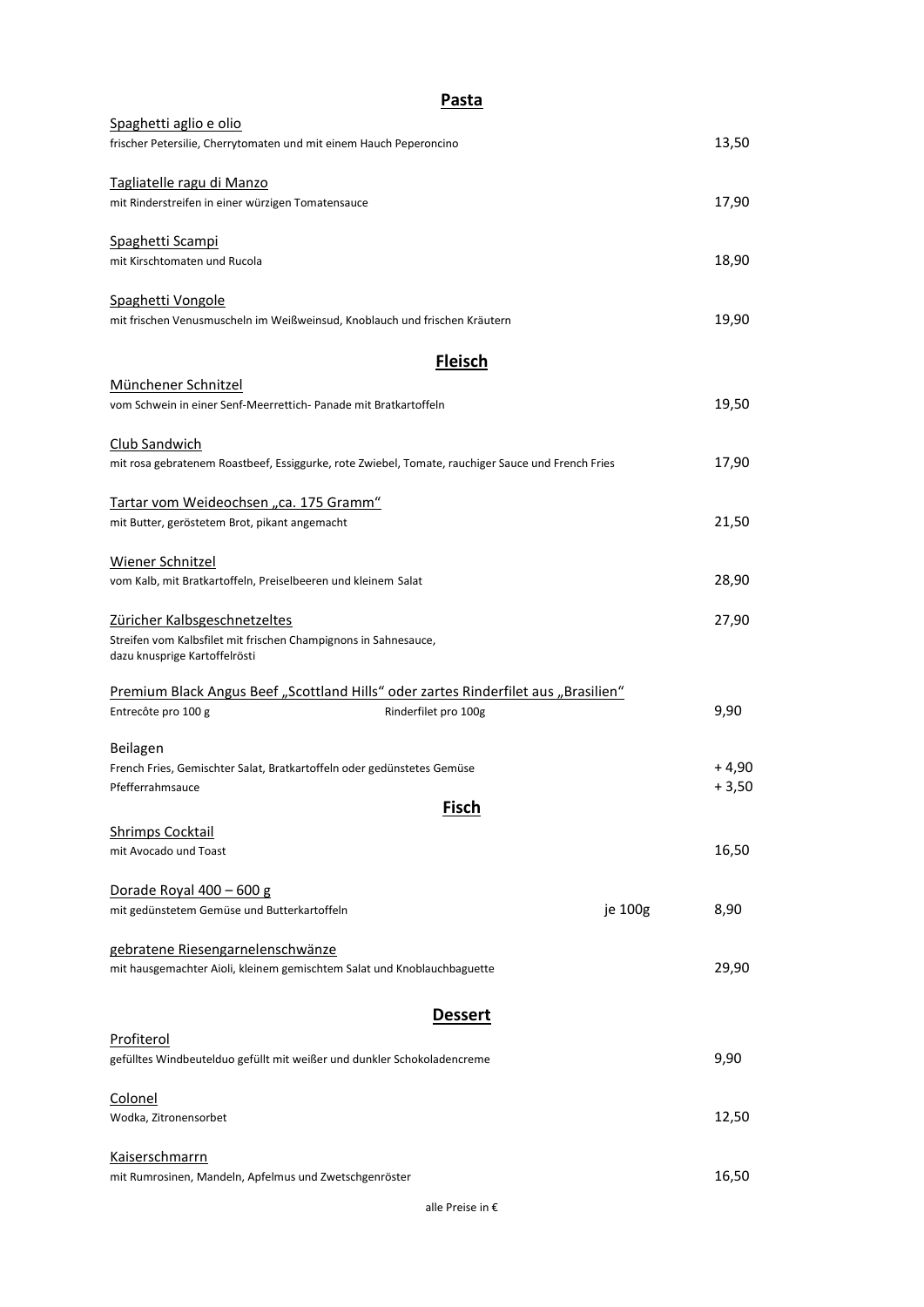## Pasta

Spaghetti aglio e olio
frischer Petersilie, Cherrytomaten und mit einem Hauch Peperoncino 13,50

Tagliatelle ragu di Manzo
mit Rinderstreifen in einer würzigen Tomatensauce 17,90

Spaghetti Scampi
mit Kirschtomaten und Rucola 18,90

Spaghetti Vongole
mit frischen Venusmuscheln im Weißweinsud, Knoblauch und frischen Kräutern 19,90

## Fleisch

Münchener Schnitzel
vom Schwein in einer Senf-Meerrettich- Panade mit Bratkartoffeln 19,50

Club Sandwich
mit rosa gebratenem Roastbeef, Essiggurke, rote Zwiebel, Tomate, rauchiger Sauce und French Fries 17,90

Tartar vom Weideochsen „ca. 175 Gramm“
mit Butter, geröstetem Brot, pikant angemacht 21,50

Wiener Schnitzel
vom Kalb, mit Bratkartoffeln, Preiselbeeren und kleinem Salat 28,90

Züricher Kalbsgeschnetzeltes 27,90
Streifen vom Kalbsfilet mit frischen Champignons in Sahnesauce,
dazu knusprige Kartoffelrösti

Premium Black Angus Beef „Scottland Hills“ oder zartes Rinderfilet aus „Brasilien“
Entrecôte pro 100 g Rinderfilet pro 100g 9,90

Beilagen
French Fries, Gemischter Salat, Bratkartoffeln oder gedünstetes Gemüse + 4,90
Pfefferrahmsauce + 3,50

## Fisch

Shrimps Cocktail
mit Avocado und Toast 16,50

Dorade Royal 400 – 600 g
mit gedünstetem Gemüse und Butterkartoffeln je 100g 8,90

gebratene Riesengarnelenschwänze
mit hausgemachter Aioli, kleinem gemischtem Salat und Knoblauchbaguette 29,90

## Dessert

Profiterol
gefülltes Windbeutelduo gefüllt mit weißer und dunkler Schokoladencreme 9,90

Colonel
Wodka, Zitronensorbet 12,50

Kaiserschmarrn
mit Rumrosinen, Mandeln, Apfelmus und Zwetschgenröster 16,50

alle Preise in €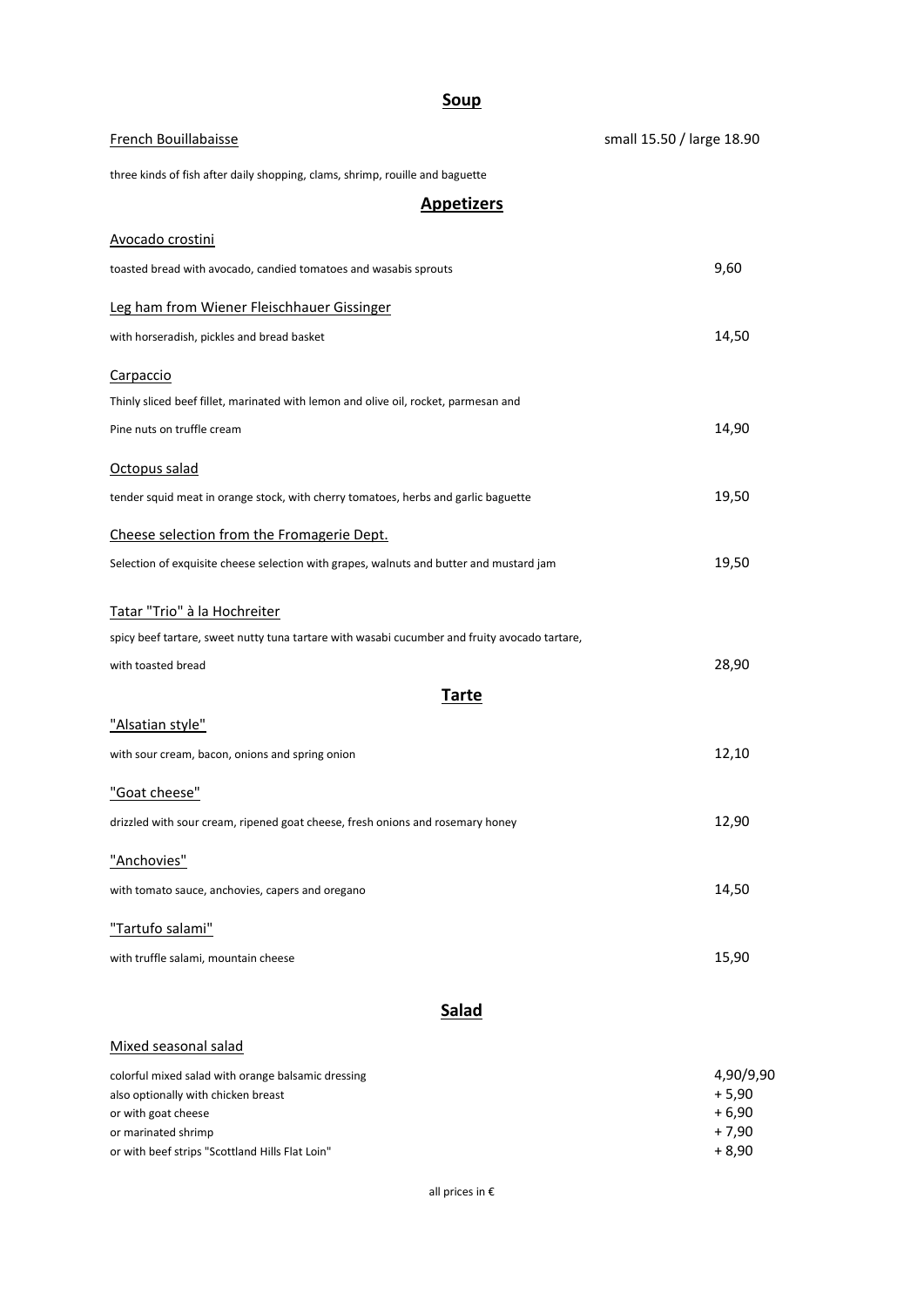## Soup

French Bouillabaisse — small 15.50 / large 18.90

three kinds of fish after daily shopping, clams, shrimp, rouille and baguette

## Appetizers

Avocado crostini

toasted bread with avocado, candied tomatoes and wasabis sprouts — 9,60

Leg ham from Wiener Fleischhauer Gissinger

with horseradish, pickles and bread basket — 14,50

Carpaccio

Thinly sliced beef fillet, marinated with lemon and olive oil, rocket, parmesan and
Pine nuts on truffle cream — 14,90

Octopus salad

tender squid meat in orange stock, with cherry tomatoes, herbs and garlic baguette — 19,50

Cheese selection from the Fromagerie Dept.

Selection of exquisite cheese selection with grapes, walnuts and butter and mustard jam — 19,50

Tatar "Trio" à la Hochreiter

spicy beef tartare, sweet nutty tuna tartare with wasabi cucumber and fruity avocado tartare,
with toasted bread — 28,90

## Tarte

"Alsatian style"

with sour cream, bacon, onions and spring onion — 12,10

"Goat cheese"

drizzled with sour cream, ripened goat cheese, fresh onions and rosemary honey — 12,90

"Anchovies"

with tomato sauce, anchovies, capers and oregano — 14,50

"Tartufo salami"

with truffle salami, mountain cheese — 15,90

## Salad

Mixed seasonal salad

| | |
|---|---|
| colorful mixed salad with orange balsamic dressing | 4,90/9,90 |
| also optionally with chicken breast | + 5,90 |
| or with goat cheese | + 6,90 |
| or marinated shrimp | + 7,90 |
| or with beef strips "Scottland Hills Flat Loin" | + 8,90 |

all prices in €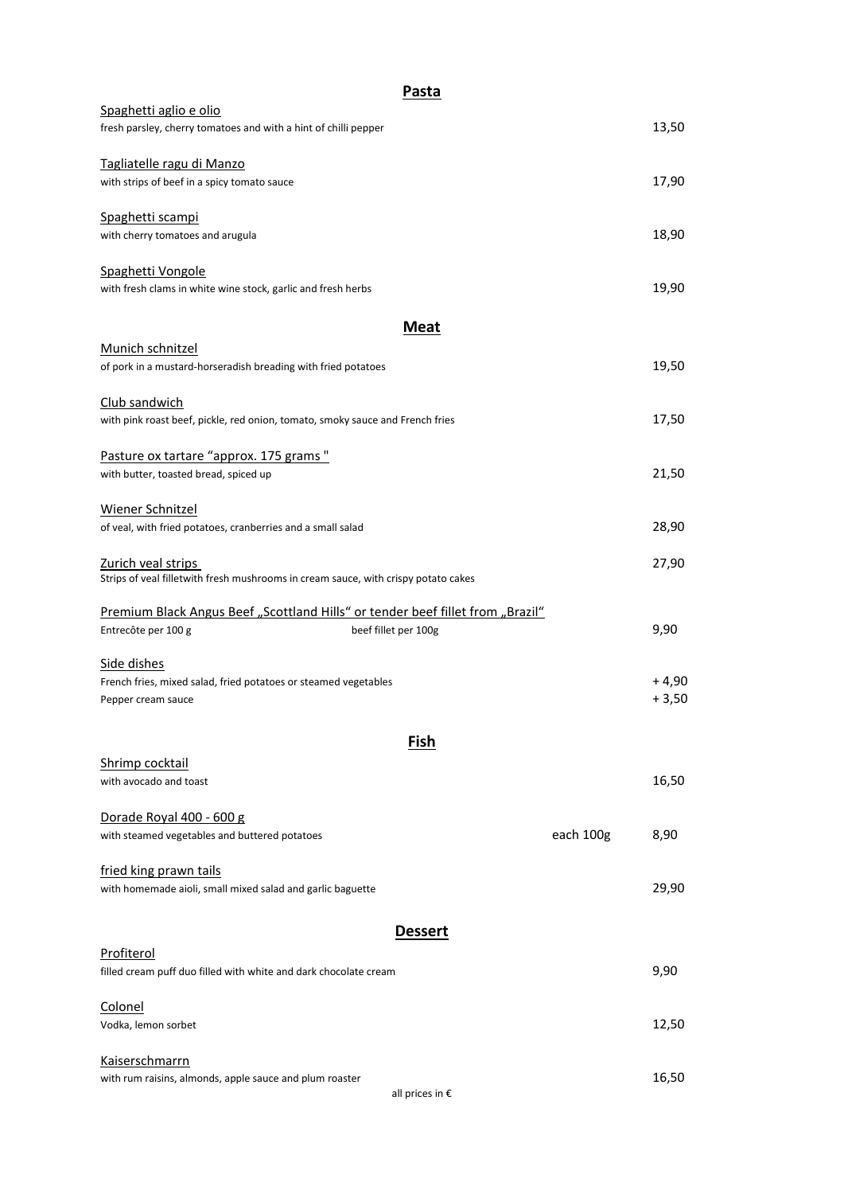## Pasta

| | | |
|---|---|---|
| Spaghetti aglio e olio<br>fresh parsley, cherry tomatoes and with a hint of chilli pepper | | 13,50 |
| Tagliatelle ragu di Manzo<br>with strips of beef in a spicy tomato sauce | | 17,90 |
| Spaghetti scampi<br>with cherry tomatoes and arugula | | 18,90 |
| Spaghetti Vongole<br>with fresh clams in white wine stock, garlic and fresh herbs | | 19,90 |

## Meat

| | | |
|---|---|---|
| Munich schnitzel<br>of pork in a mustard-horseradish breading with fried potatoes | | 19,50 |
| Club sandwich<br>with pink roast beef, pickle, red onion, tomato, smoky sauce and French fries | | 17,50 |
| Pasture ox tartare "approx. 175 grams "<br>with butter, toasted bread, spiced up | | 21,50 |
| Wiener Schnitzel<br>of veal, with fried potatoes, cranberries and a small salad | | 28,90 |
| Zurich veal strips<br>Strips of veal filletwith fresh mushrooms in cream sauce, with crispy potato cakes | | 27,90 |
| Premium Black Angus Beef „Scottland Hills" or tender beef fillet from „Brazil"<br>Entrecôte per 100 g / beef fillet per 100g | | 9,90 |
| Side dishes<br>French fries, mixed salad, fried potatoes or steamed vegetables | | + 4,90 |
| Pepper cream sauce | | + 3,50 |

## Fish

| | | |
|---|---|---|
| Shrimp cocktail<br>with avocado and toast | | 16,50 |
| Dorade Royal 400 - 600 g<br>with steamed vegetables and buttered potatoes | each 100g | 8,90 |
| fried king prawn tails<br>with homemade aioli, small mixed salad and garlic baguette | | 29,90 |

## Dessert

| | | |
|---|---|---|
| Profiterol<br>filled cream puff duo filled with white and dark chocolate cream | | 9,90 |
| Colonel<br>Vodka, lemon sorbet | | 12,50 |
| Kaiserschmarrn<br>with rum raisins, almonds, apple sauce and plum roaster | | 16,50 |

all prices in €